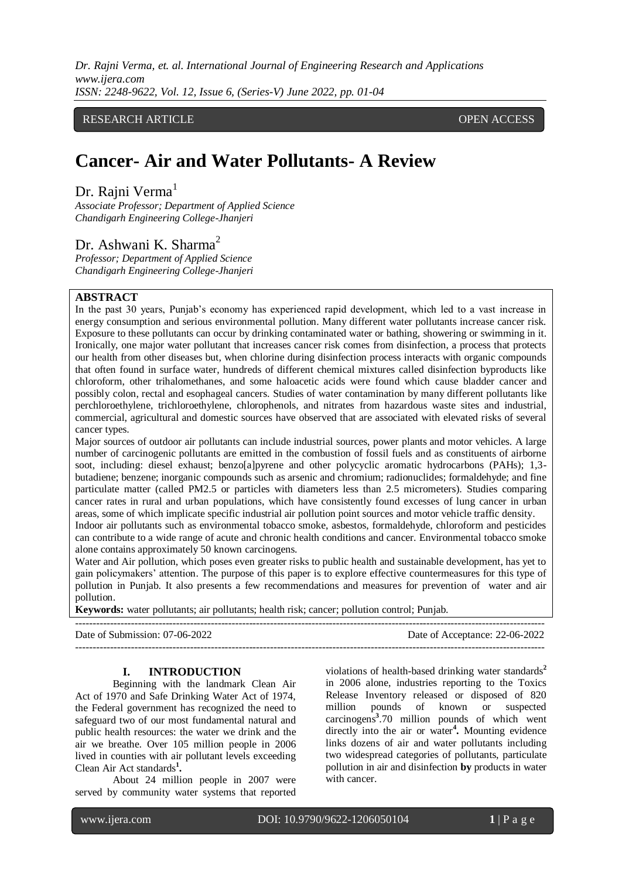RESEARCH ARTICLE OPEN ACCESS

# Cancer- Air and Water Pollutants- A Review

Dr. Rajni Verma[1]

*Associate Professor; Department of Applied Science*
*Chandigarh Engineering College-Jhanjeri*

Dr. Ashwani K. Sharma[2]

*Professor; Department of Applied Science*
*Chandigarh Engineering College-Jhanjeri*

## ABSTRACT

In the past 30 years, Punjab's economy has experienced rapid development, which led to a vast increase in energy consumption and serious environmental pollution. Many different water pollutants increase cancer risk. Exposure to these pollutants can occur by drinking contaminated water or bathing, showering or swimming in it. Ironically, one major water pollutant that increases cancer risk comes from disinfection, a process that protects our health from other diseases but, when chlorine during disinfection process interacts with organic compounds that often found in surface water, hundreds of different chemical mixtures called disinfection byproducts like chloroform, other trihalomethanes, and some haloacetic acids were found which cause bladder cancer and possibly colon, rectal and esophageal cancers. Studies of water contamination by many different pollutants like perchloroethylene, trichloroethylene, chlorophenols, and nitrates from hazardous waste sites and industrial, commercial, agricultural and domestic sources have observed that are associated with elevated risks of several cancer types.

Major sources of outdoor air pollutants can include industrial sources, power plants and motor vehicles. A large number of carcinogenic pollutants are emitted in the combustion of fossil fuels and as constituents of airborne soot, including: diesel exhaust; benzo[a]pyrene and other polycyclic aromatic hydrocarbons (PAHs); 1,3-butadiene; benzene; inorganic compounds such as arsenic and chromium; radionuclides; formaldehyde; and fine particulate matter (called PM2.5 or particles with diameters less than 2.5 micrometers). Studies comparing cancer rates in rural and urban populations, which have consistently found excesses of lung cancer in urban areas, some of which implicate specific industrial air pollution point sources and motor vehicle traffic density.

Indoor air pollutants such as environmental tobacco smoke, asbestos, formaldehyde, chloroform and pesticides can contribute to a wide range of acute and chronic health conditions and cancer. Environmental tobacco smoke alone contains approximately 50 known carcinogens.

Water and Air pollution, which poses even greater risks to public health and sustainable development, has yet to gain policymakers' attention. The purpose of this paper is to explore effective countermeasures for this type of pollution in Punjab. It also presents a few recommendations and measures for prevention of water and air pollution.

**Keywords:** water pollutants; air pollutants; health risk; cancer; pollution control; Punjab.

---

Date of Submission: 07-06-2022 Date of Acceptance: 22-06-2022

---

## I. INTRODUCTION

Beginning with the landmark Clean Air Act of 1970 and Safe Drinking Water Act of 1974, the Federal government has recognized the need to safeguard two of our most fundamental natural and public health resources: the water we drink and the air we breathe. Over 105 million people in 2006 lived in counties with air pollutant levels exceeding Clean Air Act standards[1].

About 24 million people in 2007 were served by community water systems that reported violations of health-based drinking water standards[2] in 2006 alone, industries reporting to the Toxics Release Inventory released or disposed of 820 million pounds of known or suspected carcinogens[3].70 million pounds of which went directly into the air or water[4]. Mounting evidence links dozens of air and water pollutants including two widespread categories of pollutants, particulate pollution in air and disinfection **by** products in water with cancer.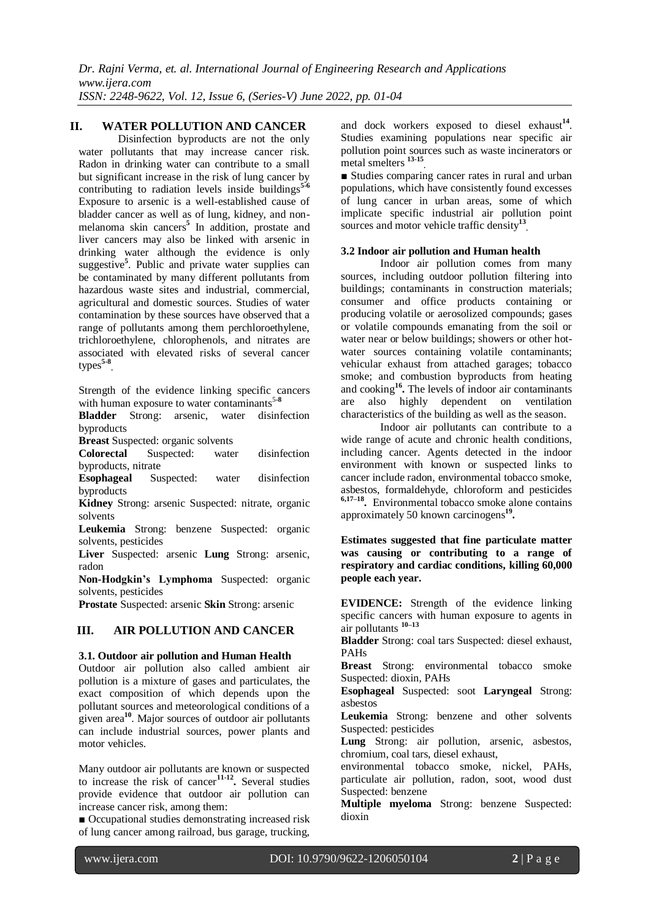## II. WATER POLLUTION AND CANCER

Disinfection byproducts are not the only water pollutants that may increase cancer risk. Radon in drinking water can contribute to a small but significant increase in the risk of lung cancer by contributing to radiation levels inside buildings[5-6] Exposure to arsenic is a well-established cause of bladder cancer as well as of lung, kidney, and non-melanoma skin cancers[5] In addition, prostate and liver cancers may also be linked with arsenic in drinking water although the evidence is only suggestive[5]. Public and private water supplies can be contaminated by many different pollutants from hazardous waste sites and industrial, commercial, agricultural and domestic sources. Studies of water contamination by these sources have observed that a range of pollutants among them perchloroethylene, trichloroethylene, chlorophenols, and nitrates are associated with elevated risks of several cancer types[5-8].

Strength of the evidence linking specific cancers with human exposure to water contaminants[5-8]

**Bladder** Strong: arsenic, water disinfection byproducts

**Breast** Suspected: organic solvents

**Colorectal** Suspected: water disinfection byproducts, nitrate

**Esophageal** Suspected: water disinfection byproducts

**Kidney** Strong: arsenic Suspected: nitrate, organic solvents

**Leukemia** Strong: benzene Suspected: organic solvents, pesticides

**Liver** Suspected: arsenic **Lung** Strong: arsenic, radon

**Non-Hodgkin's Lymphoma** Suspected: organic solvents, pesticides

**Prostate** Suspected: arsenic **Skin** Strong: arsenic

## III. AIR POLLUTION AND CANCER

### 3.1. Outdoor air pollution and Human Health

Outdoor air pollution also called ambient air pollution is a mixture of gases and particulates, the exact composition of which depends upon the pollutant sources and meteorological conditions of a given area[10]. Major sources of outdoor air pollutants can include industrial sources, power plants and motor vehicles.

Many outdoor air pollutants are known or suspected to increase the risk of cancer[11-12]. Several studies provide evidence that outdoor air pollution can increase cancer risk, among them:

- Occupational studies demonstrating increased risk of lung cancer among railroad, bus garage, trucking, and dock workers exposed to diesel exhaust[14]. Studies examining populations near specific air pollution point sources such as waste incinerators or metal smelters [13-15].
- Studies comparing cancer rates in rural and urban populations, which have consistently found excesses of lung cancer in urban areas, some of which implicate specific industrial air pollution point sources and motor vehicle traffic density[13].

### 3.2 Indoor air pollution and Human health

Indoor air pollution comes from many sources, including outdoor pollution filtering into buildings; contaminants in construction materials; consumer and office products containing or producing volatile or aerosolized compounds; gases or volatile compounds emanating from the soil or water near or below buildings; showers or other hot-water sources containing volatile contaminants; vehicular exhaust from attached garages; tobacco smoke; and combustion byproducts from heating and cooking[16]. The levels of indoor air contaminants are also highly dependent on ventilation characteristics of the building as well as the season.

Indoor air pollutants can contribute to a wide range of acute and chronic health conditions, including cancer. Agents detected in the indoor environment with known or suspected links to cancer include radon, environmental tobacco smoke, asbestos, formaldehyde, chloroform and pesticides [6,17–18]. Environmental tobacco smoke alone contains approximately 50 known carcinogens[19].

**Estimates suggested that fine particulate matter was causing or contributing to a range of respiratory and cardiac conditions, killing 60,000 people each year.**

**EVIDENCE:** Strength of the evidence linking specific cancers with human exposure to agents in air pollutants [10–13]

**Bladder** Strong: coal tars Suspected: diesel exhaust, PAHs

**Breast** Strong: environmental tobacco smoke Suspected: dioxin, PAHs

**Esophageal** Suspected: soot **Laryngeal** Strong: asbestos

**Leukemia** Strong: benzene and other solvents Suspected: pesticides

**Lung** Strong: air pollution, arsenic, asbestos, chromium, coal tars, diesel exhaust, environmental tobacco smoke, nickel, PAHs, particulate air pollution, radon, soot, wood dust Suspected: benzene

**Multiple myeloma** Strong: benzene Suspected: dioxin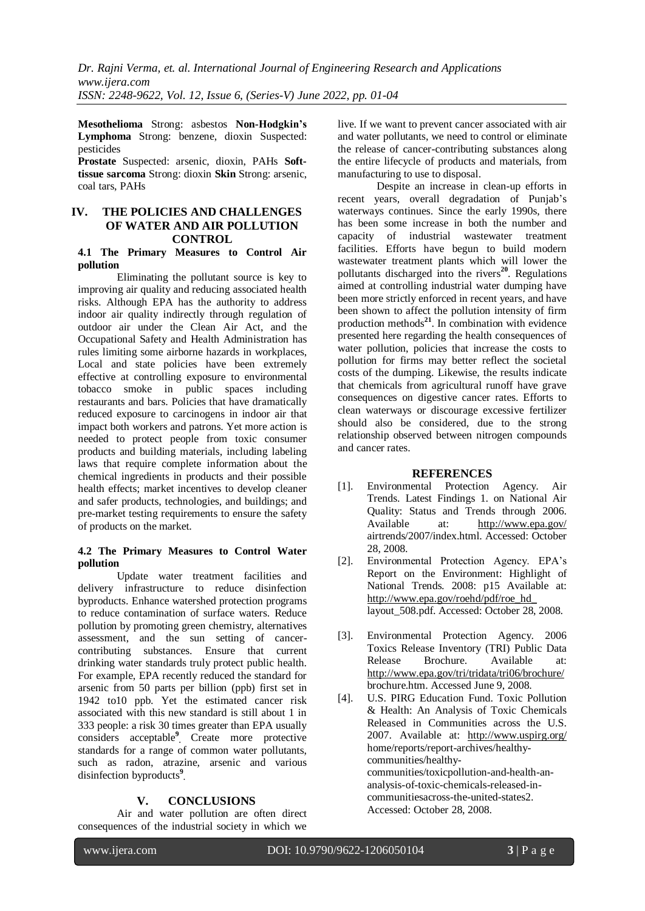**Mesothelioma** Strong: asbestos **Non-Hodgkin's Lymphoma** Strong: benzene, dioxin Suspected: pesticides

**Prostate** Suspected: arsenic, dioxin, PAHs **Soft-tissue sarcoma** Strong: dioxin **Skin** Strong: arsenic, coal tars, PAHs

## IV. THE POLICIES AND CHALLENGES OF WATER AND AIR POLLUTION CONTROL

### 4.1 The Primary Measures to Control Air pollution

Eliminating the pollutant source is key to improving air quality and reducing associated health risks. Although EPA has the authority to address indoor air quality indirectly through regulation of outdoor air under the Clean Air Act, and the Occupational Safety and Health Administration has rules limiting some airborne hazards in workplaces, Local and state policies have been extremely effective at controlling exposure to environmental tobacco smoke in public spaces including restaurants and bars. Policies that have dramatically reduced exposure to carcinogens in indoor air that impact both workers and patrons. Yet more action is needed to protect people from toxic consumer products and building materials, including labeling laws that require complete information about the chemical ingredients in products and their possible health effects; market incentives to develop cleaner and safer products, technologies, and buildings; and pre-market testing requirements to ensure the safety of products on the market.

### 4.2 The Primary Measures to Control Water pollution

Update water treatment facilities and delivery infrastructure to reduce disinfection byproducts. Enhance watershed protection programs to reduce contamination of surface waters. Reduce pollution by promoting green chemistry, alternatives assessment, and the sun setting of cancer-contributing substances. Ensure that current drinking water standards truly protect public health. For example, EPA recently reduced the standard for arsenic from 50 parts per billion (ppb) first set in 1942 to10 ppb. Yet the estimated cancer risk associated with this new standard is still about 1 in 333 people: a risk 30 times greater than EPA usually considers acceptable[9]. Create more protective standards for a range of common water pollutants, such as radon, atrazine, arsenic and various disinfection byproducts[9].

## V. CONCLUSIONS

Air and water pollution are often direct consequences of the industrial society in which we live. If we want to prevent cancer associated with air and water pollutants, we need to control or eliminate the release of cancer-contributing substances along the entire lifecycle of products and materials, from manufacturing to use to disposal.

Despite an increase in clean-up efforts in recent years, overall degradation of Punjab's waterways continues. Since the early 1990s, there has been some increase in both the number and capacity of industrial wastewater treatment facilities. Efforts have begun to build modern wastewater treatment plants which will lower the pollutants discharged into the rivers[20]. Regulations aimed at controlling industrial water dumping have been more strictly enforced in recent years, and have been shown to affect the pollution intensity of firm production methods[21]. In combination with evidence presented here regarding the health consequences of water pollution, policies that increase the costs to pollution for firms may better reflect the societal costs of the dumping. Likewise, the results indicate that chemicals from agricultural runoff have grave consequences on digestive cancer rates. Efforts to clean waterways or discourage excessive fertilizer should also be considered, due to the strong relationship observed between nitrogen compounds and cancer rates.

## REFERENCES

[1]. Environmental Protection Agency. Air Trends. Latest Findings 1. on National Air Quality: Status and Trends through 2006. Available at: http://www.epa.gov/airtrends/2007/index.html. Accessed: October 28, 2008.

[2]. Environmental Protection Agency. EPA's Report on the Environment: Highlight of National Trends. 2008: p15 Available at: http://www.epa.gov/roehd/pdf/roe_hd_layout_508.pdf. Accessed: October 28, 2008.

[3]. Environmental Protection Agency. 2006 Toxics Release Inventory (TRI) Public Data Release Brochure. Available at: http://www.epa.gov/tri/tridata/tri06/brochure/brochure.htm. Accessed June 9, 2008.

[4]. U.S. PIRG Education Fund. Toxic Pollution & Health: An Analysis of Toxic Chemicals Released in Communities across the U.S. 2007. Available at: http://www.uspirg.org/home/reports/report-archives/healthy-communities/healthy-communities/toxicpollution-and-health-an-analysis-of-toxic-chemicals-released-in-communitiesacross-the-united-states2. Accessed: October 28, 2008.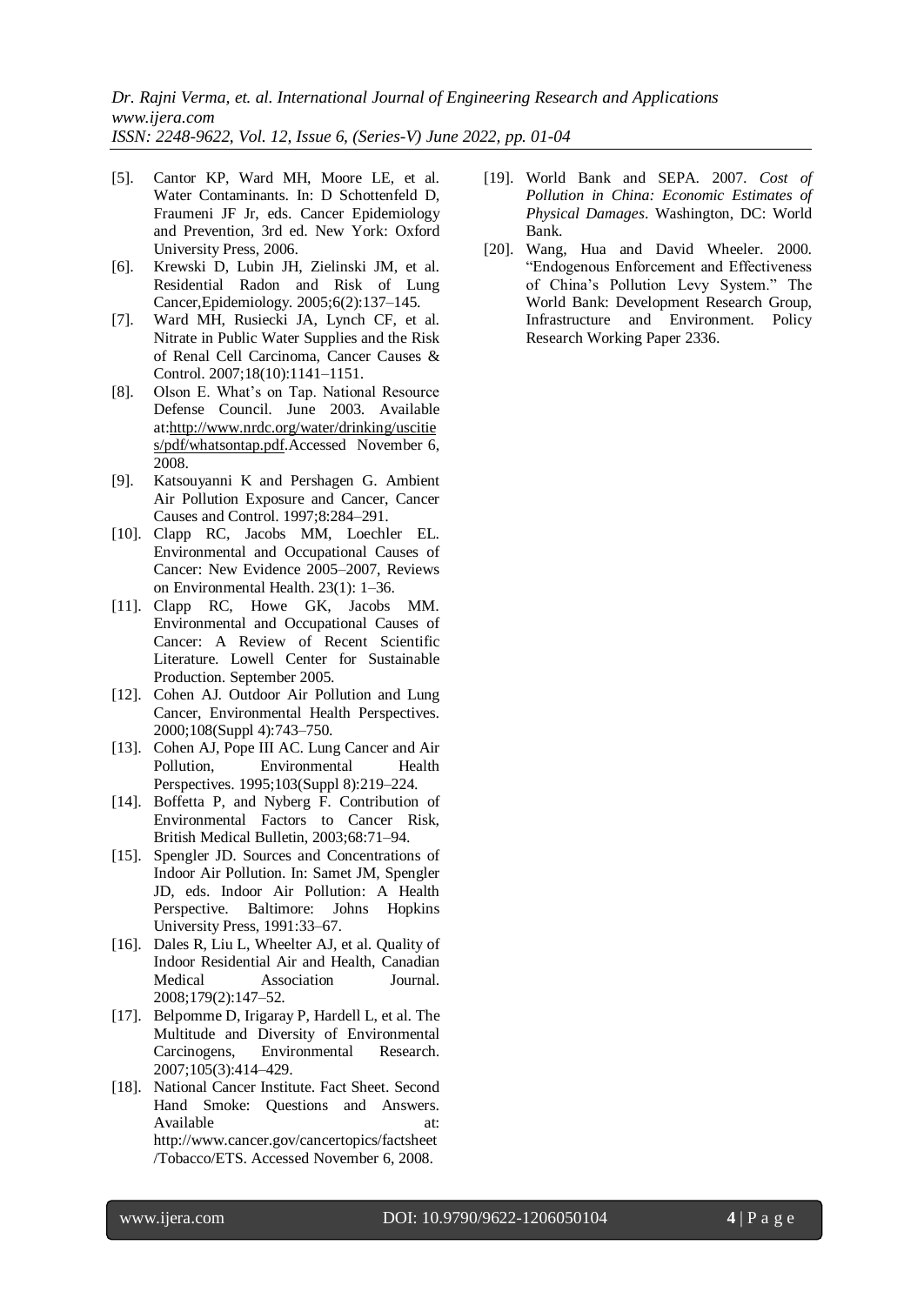[5]. Cantor KP, Ward MH, Moore LE, et al. Water Contaminants. In: D Schottenfeld D, Fraumeni JF Jr, eds. Cancer Epidemiology and Prevention, 3rd ed. New York: Oxford University Press, 2006.

[6]. Krewski D, Lubin JH, Zielinski JM, et al. Residential Radon and Risk of Lung Cancer,Epidemiology. 2005;6(2):137–145.

[7]. Ward MH, Rusiecki JA, Lynch CF, et al. Nitrate in Public Water Supplies and the Risk of Renal Cell Carcinoma, Cancer Causes & Control. 2007;18(10):1141–1151.

[8]. Olson E. What's on Tap. National Resource Defense Council. June 2003. Available at:http://www.nrdc.org/water/drinking/uscities/pdf/whatsontap.pdf.Accessed November 6, 2008.

[9]. Katsouyanni K and Pershagen G. Ambient Air Pollution Exposure and Cancer, Cancer Causes and Control. 1997;8:284–291.

[10]. Clapp RC, Jacobs MM, Loechler EL. Environmental and Occupational Causes of Cancer: New Evidence 2005–2007, Reviews on Environmental Health. 23(1): 1–36.

[11]. Clapp RC, Howe GK, Jacobs MM. Environmental and Occupational Causes of Cancer: A Review of Recent Scientific Literature. Lowell Center for Sustainable Production. September 2005.

[12]. Cohen AJ. Outdoor Air Pollution and Lung Cancer, Environmental Health Perspectives. 2000;108(Suppl 4):743–750.

[13]. Cohen AJ, Pope III AC. Lung Cancer and Air Pollution, Environmental Health Perspectives. 1995;103(Suppl 8):219–224.

[14]. Boffetta P, and Nyberg F. Contribution of Environmental Factors to Cancer Risk, British Medical Bulletin, 2003;68:71–94.

[15]. Spengler JD. Sources and Concentrations of Indoor Air Pollution. In: Samet JM, Spengler JD, eds. Indoor Air Pollution: A Health Perspective. Baltimore: Johns Hopkins University Press, 1991:33–67.

[16]. Dales R, Liu L, Wheelter AJ, et al. Quality of Indoor Residential Air and Health, Canadian Medical Association Journal. 2008;179(2):147–52.

[17]. Belpomme D, Irigaray P, Hardell L, et al. The Multitude and Diversity of Environmental Carcinogens, Environmental Research. 2007;105(3):414–429.

[18]. National Cancer Institute. Fact Sheet. Second Hand Smoke: Questions and Answers. Available at: http://www.cancer.gov/cancertopics/factsheet/Tobacco/ETS. Accessed November 6, 2008.

[19]. World Bank and SEPA. 2007. *Cost of Pollution in China: Economic Estimates of Physical Damages*. Washington, DC: World Bank.

[20]. Wang, Hua and David Wheeler. 2000. "Endogenous Enforcement and Effectiveness of China's Pollution Levy System." The World Bank: Development Research Group, Infrastructure and Environment. Policy Research Working Paper 2336.